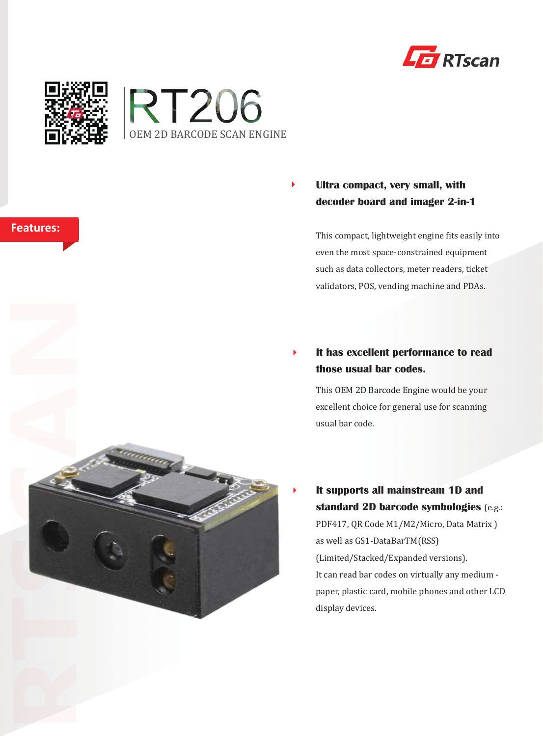RTscan

# RT206

OEM 2D BARCODE SCAN ENGINE

## Features:

- **Ultra compact, very small, with decoder board and imager 2-in-1**

  This compact, lightweight engine fits easily into even the most space-constrained equipment such as data collectors, meter readers, ticket validators, POS, vending machine and PDAs.

- **It has excellent performance to read those usual bar codes.**

  This OEM 2D Barcode Engine would be your excellent choice for general use for scanning usual bar code.

- **It supports all mainstream 1D and standard 2D barcode symbologies** (e.g.: PDF417, QR Code M1/M2/Micro, Data Matrix ) as well as GS1-DataBarTM(RSS) (Limited/Stacked/Expanded versions).
  It can read bar codes on virtually any medium - paper, plastic card, mobile phones and other LCD display devices.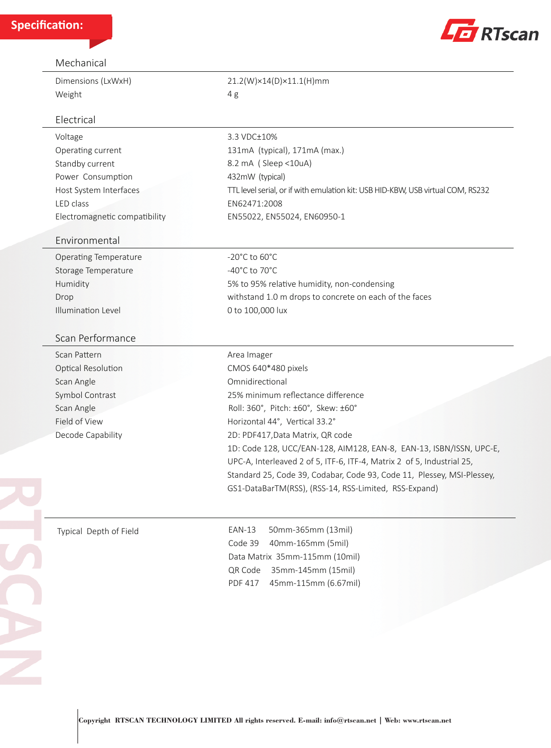## Specification:

### Mechanical

| | |
|---|---|
| Dimensions (LxWxH) | 21.2(W)×14(D)×11.1(H)mm |
| Weight | 4 g |

### Electrical

| | |
|---|---|
| Voltage | 3.3 VDC±10% |
| Operating current | 131mA (typical), 171mA (max.) |
| Standby current | 8.2 mA ( Sleep <10uA) |
| Power Consumption | 432mW (typical) |
| Host System Interfaces | TTL level serial, or if with emulation kit: USB HID-KBW, USB virtual COM, RS232 |
| LED class | EN62471:2008 |
| Electromagnetic compatibility | EN55022, EN55024, EN60950-1 |

### Environmental

| | |
|---|---|
| Operating Temperature | -20°C to 60°C |
| Storage Temperature | -40°C to 70°C |
| Humidity | 5% to 95% relative humidity, non-condensing |
| Drop | withstand 1.0 m drops to concrete on each of the faces |
| Illumination Level | 0 to 100,000 lux |

### Scan Performance

| | |
|---|---|
| Scan Pattern | Area Imager |
| Optical Resolution | CMOS 640*480 pixels |
| Scan Angle | Omnidirectional |
| Symbol Contrast | 25% minimum reflectance difference |
| Scan Angle | Roll: 360°, Pitch: ±60°, Skew: ±60° |
| Field of View | Horizontal 44°, Vertical 33.2° |
| Decode Capability | 2D: PDF417,Data Matrix, QR code<br>1D: Code 128, UCC/EAN-128, AIM128, EAN-8, EAN-13, ISBN/ISSN, UPC-E, UPC-A, Interleaved 2 of 5, ITF-6, ITF-4, Matrix 2 of 5, Industrial 25, Standard 25, Code 39, Codabar, Code 93, Code 11, Plessey, MSI-Plessey, GS1-DataBarTM(RSS), (RSS-14, RSS-Limited, RSS-Expand) |

| | |
|---|---|
| Typical Depth of Field | EAN-13 50mm-365mm (13mil)<br>Code 39 40mm-165mm (5mil)<br>Data Matrix 35mm-115mm (10mil)<br>QR Code 35mm-145mm (15mil)<br>PDF 417 45mm-115mm (6.67mil) |

Copyright RTSCAN TECHNOLOGY LIMITED All rights reserved. E-mail: info@rtscan.net | Web: www.rtscan.net